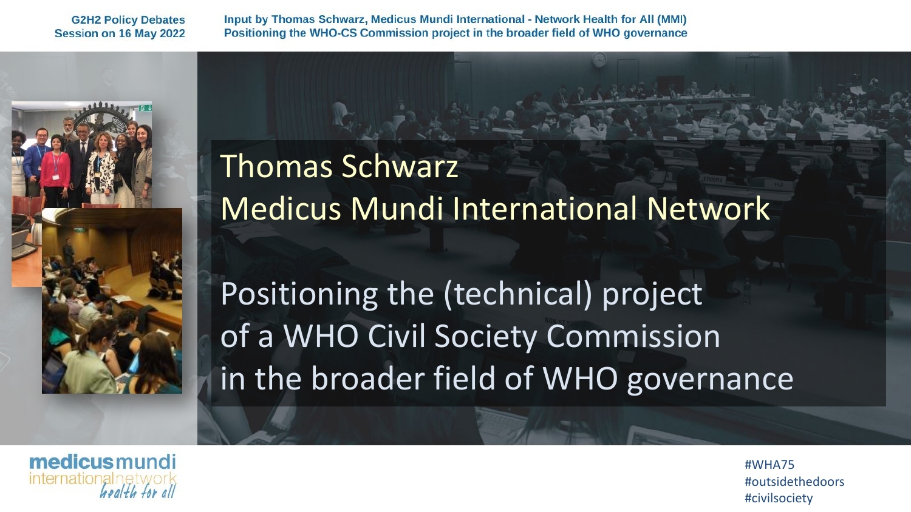G2H2 Policy Debates
Session on 16 May 2022

Input by Thomas Schwarz, Medicus Mundi International - Network Health for All (MMI)
Positioning the WHO-CS Commission project in the broader field of WHO governance

# Thomas Schwarz
# Medicus Mundi International Network

## Positioning the (technical) project of a WHO Civil Society Commission in the broader field of WHO governance

medicus mundi international network health for all

#WHA75
#outsidethedoors
#civilsociety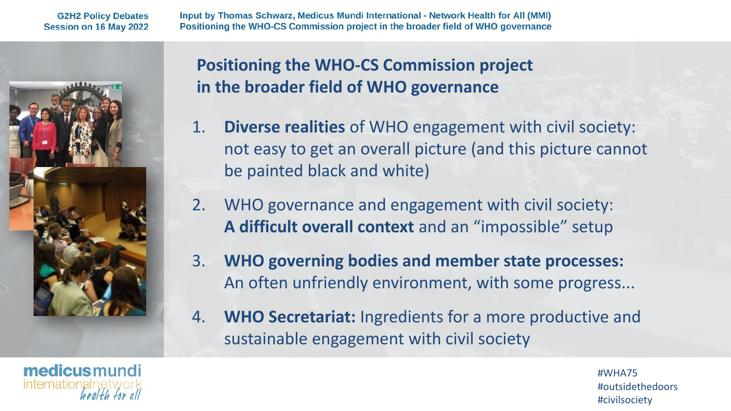## Positioning the WHO-CS Commission project in the broader field of WHO governance

1. **Diverse realities** of WHO engagement with civil society: not easy to get an overall picture (and this picture cannot be painted black and white)
2. WHO governance and engagement with civil society: **A difficult overall context** and an "impossible" setup
3. **WHO governing bodies and member state processes:** An often unfriendly environment, with some progress...
4. **WHO Secretariat:** Ingredients for a more productive and sustainable engagement with civil society

#WHA75
#outsidethedoors
#civilsociety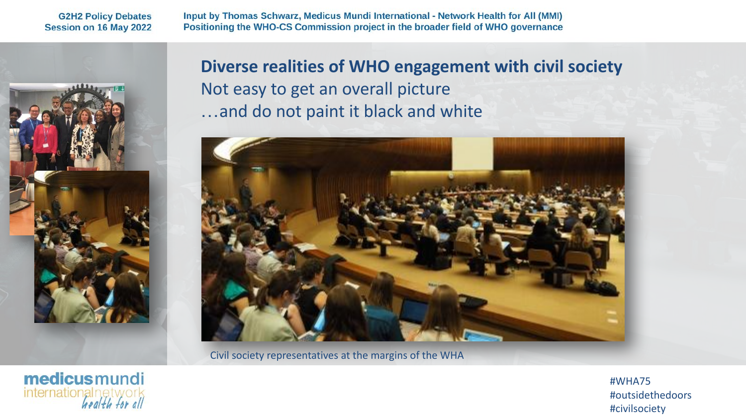## Diverse realities of WHO engagement with civil society

Not easy to get an overall picture

…and do not paint it black and white

Civil society representatives at the margins of the WHA

#WHA75
#outsidethedoors
#civilsociety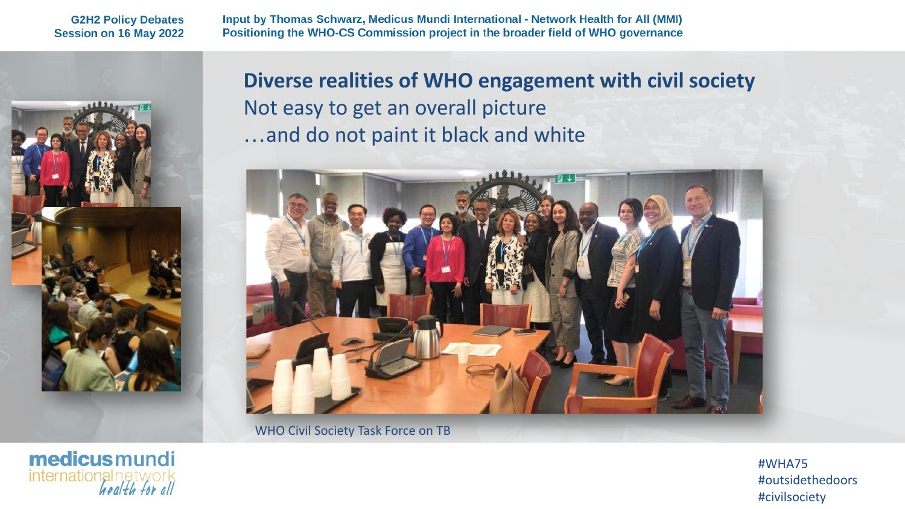## Diverse realities of WHO engagement with civil society

Not easy to get an overall picture

…and do not paint it black and white

WHO Civil Society Task Force on TB

#WHA75
#outsidethedoors
#civilsociety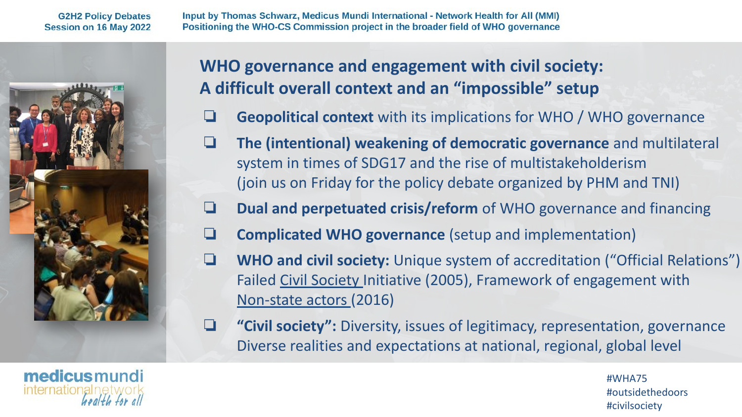## WHO governance and engagement with civil society: A difficult overall context and an "impossible" setup

- **Geopolitical context** with its implications for WHO / WHO governance
- **The (intentional) weakening of democratic governance** and multilateral system in times of SDG17 and the rise of multistakeholderism (join us on Friday for the policy debate organized by PHM and TNI)
- **Dual and perpetuated crisis/reform** of WHO governance and financing
- **Complicated WHO governance** (setup and implementation)
- **WHO and civil society:** Unique system of accreditation ("Official Relations") Failed Civil Society Initiative (2005), Framework of engagement with Non-state actors (2016)
- **"Civil society":** Diversity, issues of legitimacy, representation, governance Diverse realities and expectations at national, regional, global level

#WHA75
#outsidethedoors
#civilsociety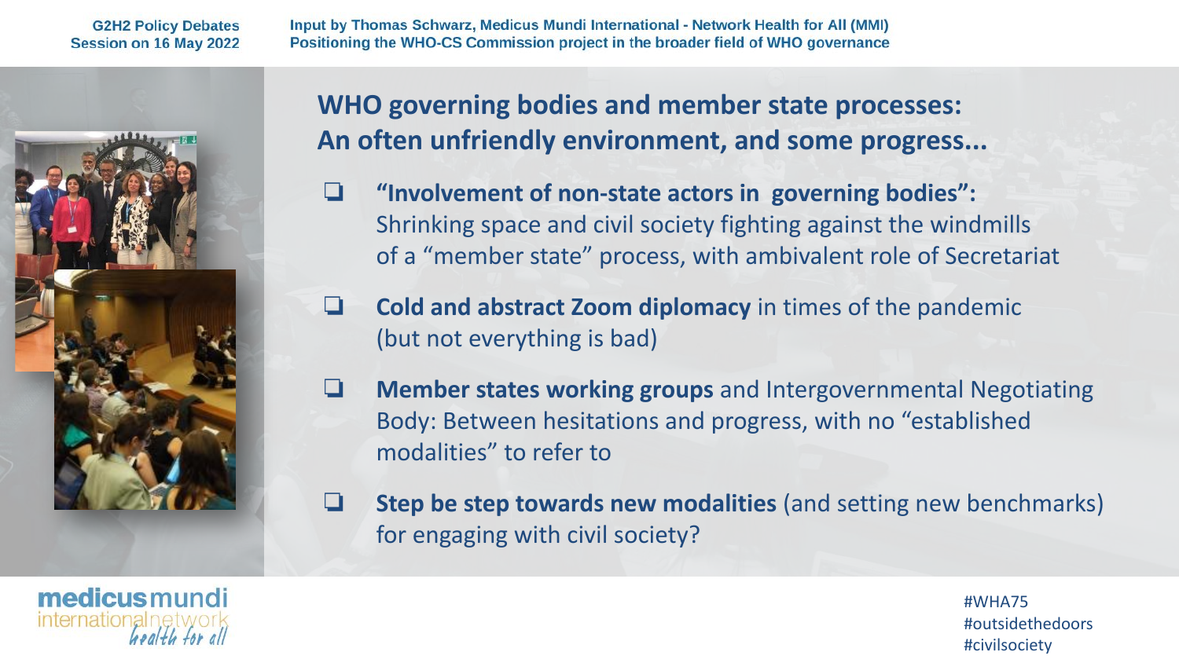## WHO governing bodies and member state processes: An often unfriendly environment, and some progress...

- **"Involvement of non-state actors in governing bodies":** Shrinking space and civil society fighting against the windmills of a "member state" process, with ambivalent role of Secretariat
- **Cold and abstract Zoom diplomacy** in times of the pandemic (but not everything is bad)
- **Member states working groups** and Intergovernmental Negotiating Body: Between hesitations and progress, with no "established modalities" to refer to
- **Step be step towards new modalities** (and setting new benchmarks) for engaging with civil society?

#WHA75
#outsidethedoors
#civilsociety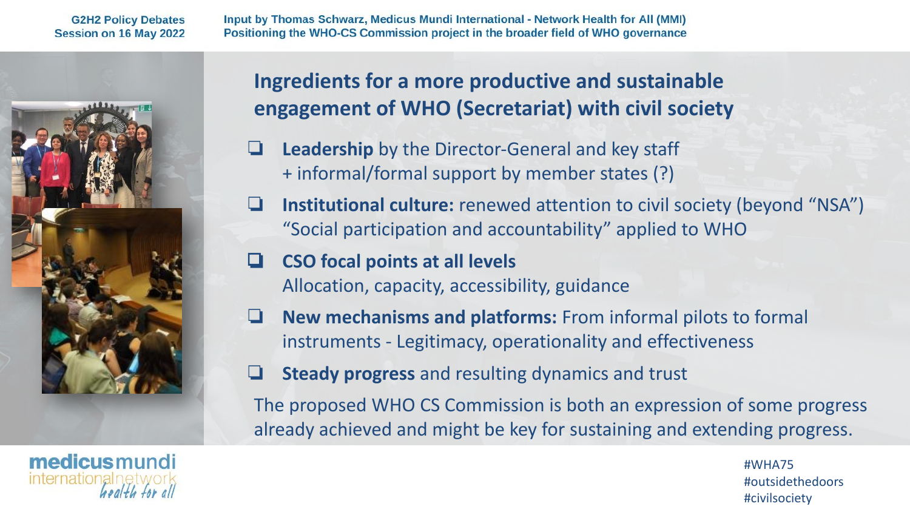## Ingredients for a more productive and sustainable engagement of WHO (Secretariat) with civil society

- **Leadership** by the Director-General and key staff
  + informal/formal support by member states (?)
- **Institutional culture:** renewed attention to civil society (beyond "NSA")
  "Social participation and accountability" applied to WHO
- **CSO focal points at all levels**
  Allocation, capacity, accessibility, guidance
- **New mechanisms and platforms:** From informal pilots to formal instruments - Legitimacy, operationality and effectiveness
- **Steady progress** and resulting dynamics and trust

The proposed WHO CS Commission is both an expression of some progress already achieved and might be key for sustaining and extending progress.

#WHA75
#outsidethedoors
#civilsociety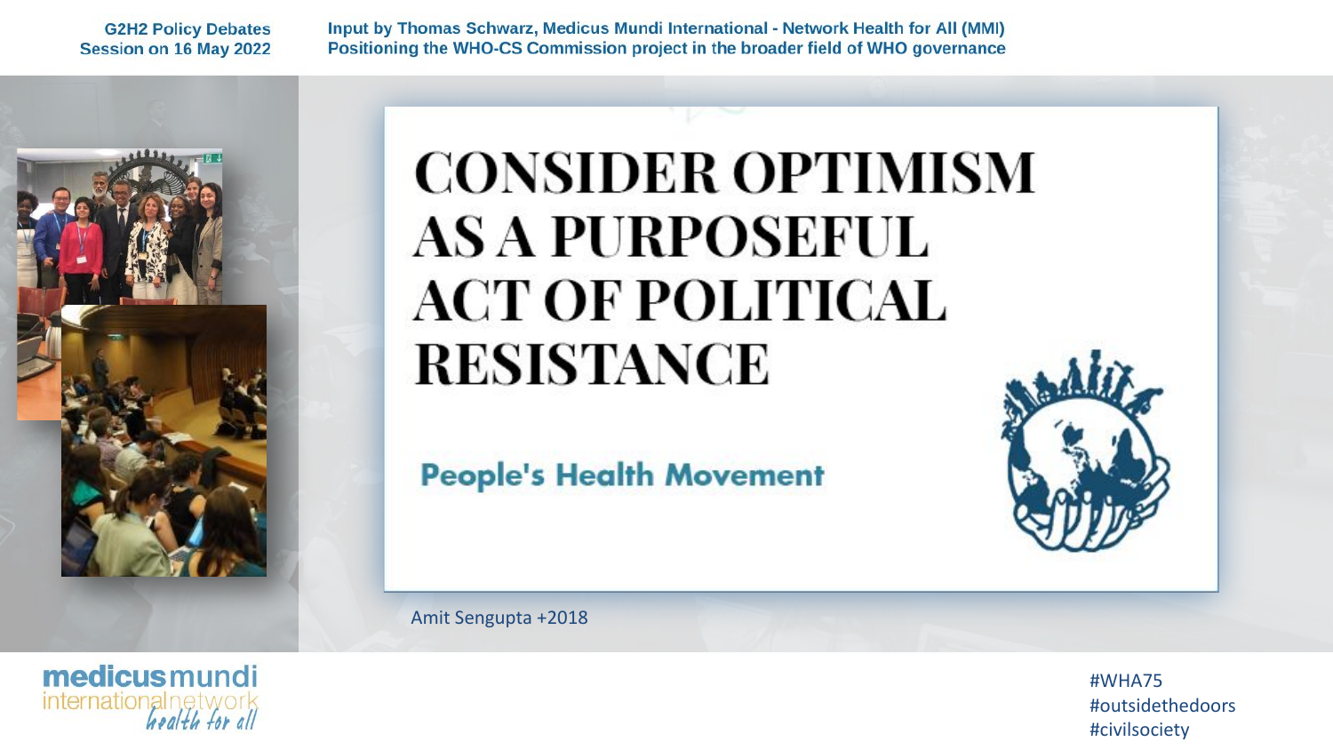# CONSIDER OPTIMISM AS A PURPOSEFUL ACT OF POLITICAL RESISTANCE

**People's Health Movement**

Amit Sengupta +2018

#WHA75
#outsidethedoors
#civilsociety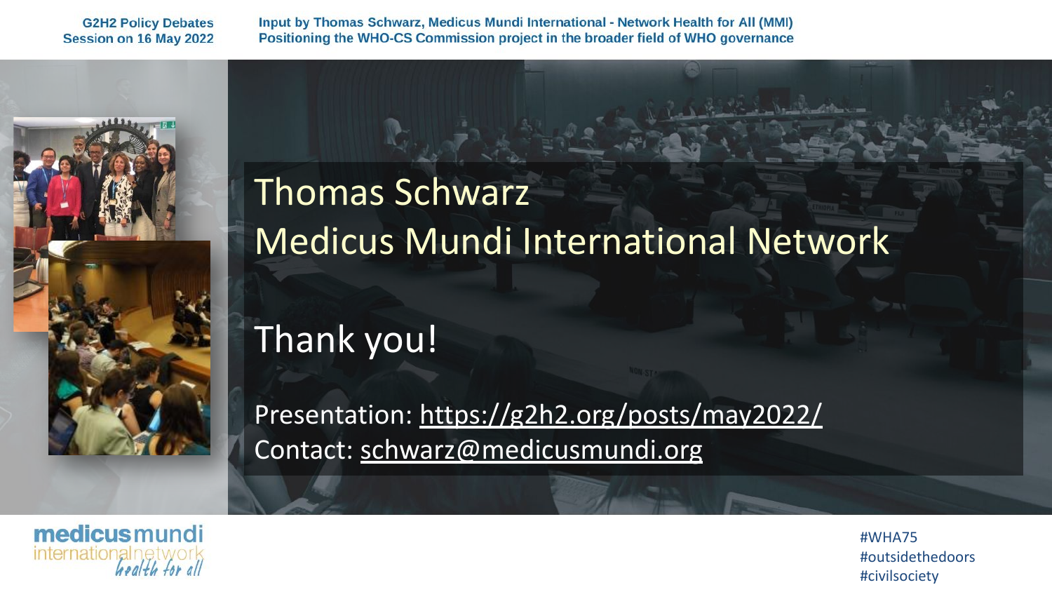Thomas Schwarz
Medicus Mundi International Network

Thank you!

Presentation: https://g2h2.org/posts/may2022/
Contact: schwarz@medicusmundi.org

#WHA75
#outsidethedoors
#civilsociety